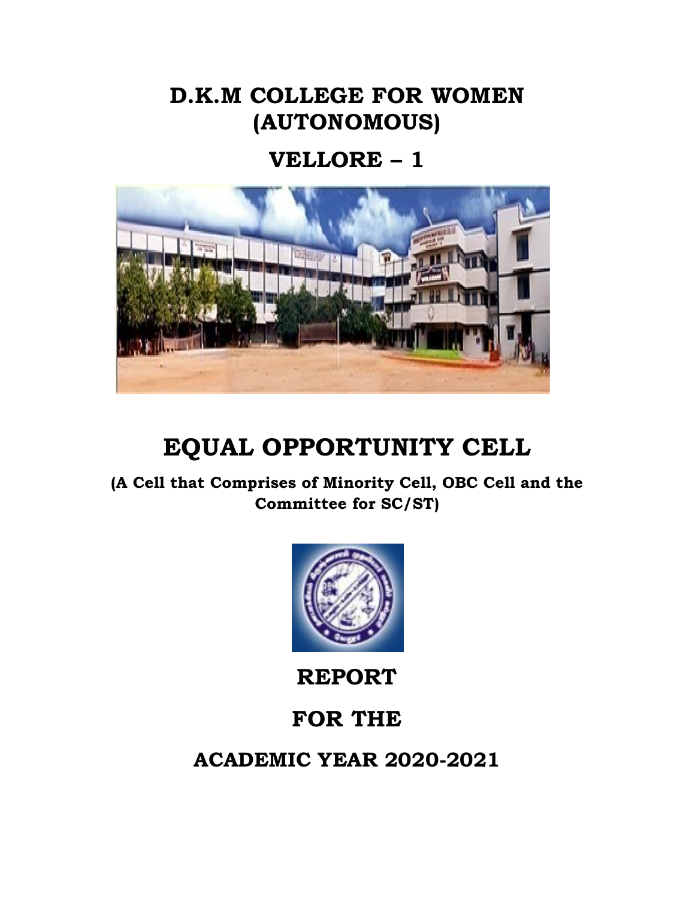# D.K.M COLLEGE FOR WOMEN (AUTONOMOUS)

## VELLORE – 1

# EQUAL OPPORTUNITY CELL

**(A Cell that Comprises of Minority Cell, OBC Cell and the Committee for SC/ST)**

## REPORT

## FOR THE

## ACADEMIC YEAR 2020-2021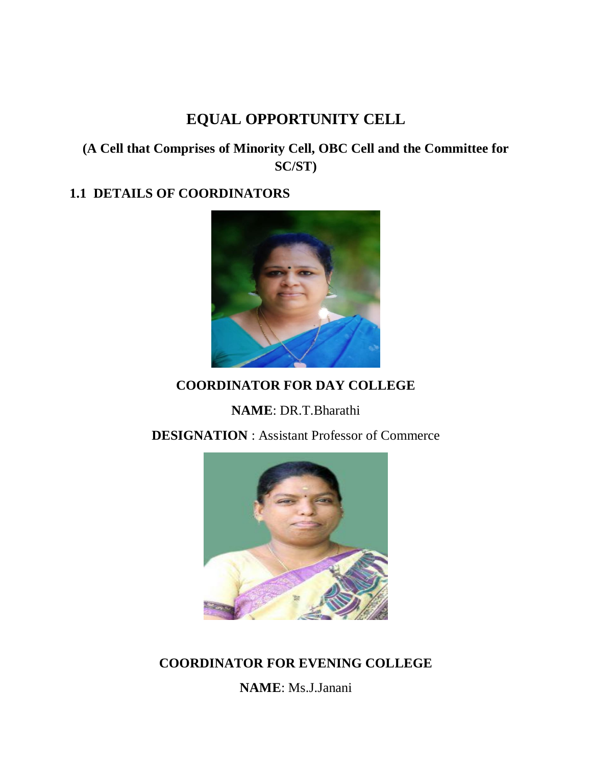# EQUAL OPPORTUNITY CELL

## (A Cell that Comprises of Minority Cell, OBC Cell and the Committee for SC/ST)

### 1.1 DETAILS OF COORDINATORS

**COORDINATOR FOR DAY COLLEGE**

**NAME**: DR.T.Bharathi

**DESIGNATION** : Assistant Professor of Commerce

**COORDINATOR FOR EVENING COLLEGE**

**NAME**: Ms.J.Janani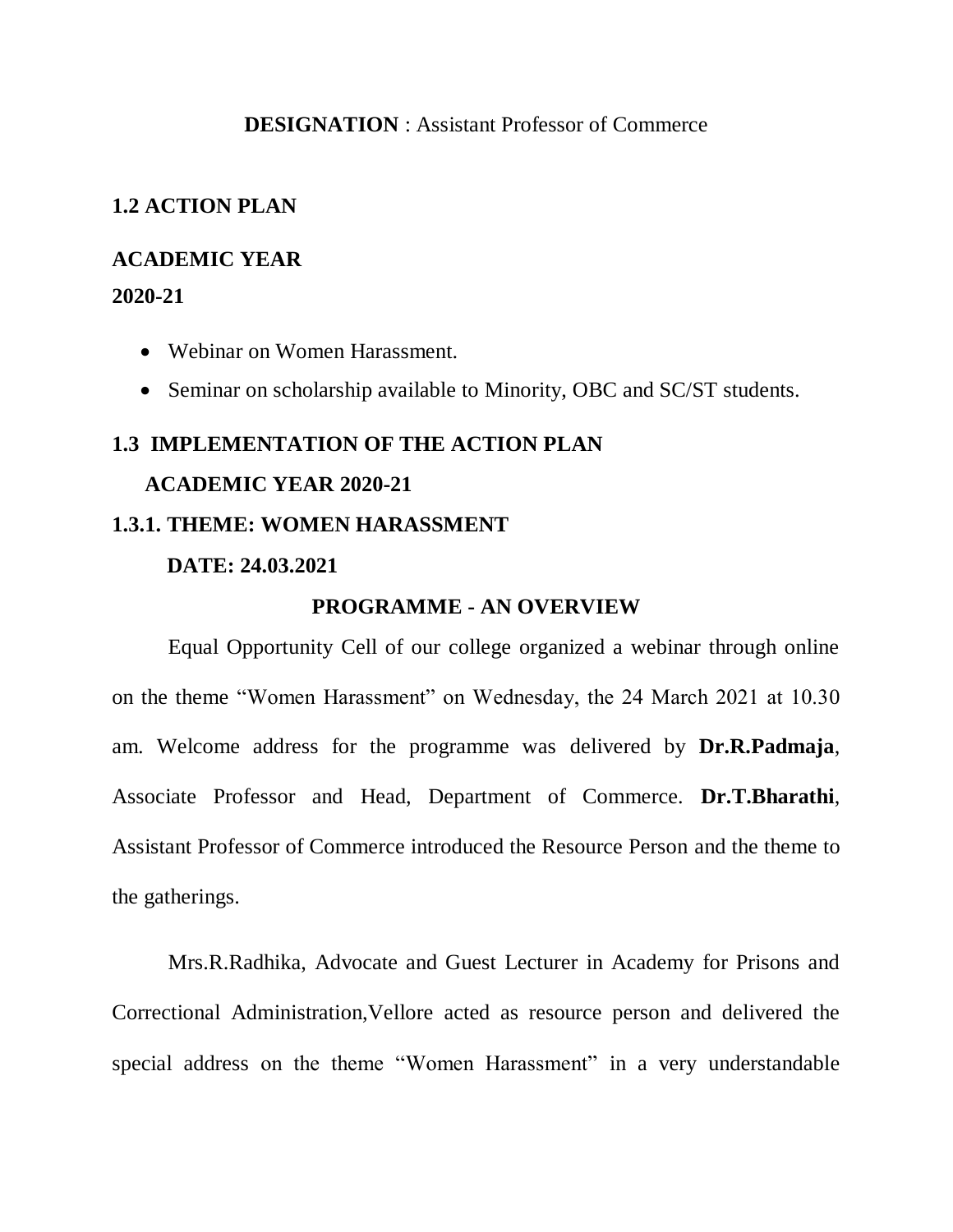**DESIGNATION** : Assistant Professor of Commerce

## 1.2 ACTION PLAN

**ACADEMIC YEAR**

**2020-21**

- Webinar on Women Harassment.
- Seminar on scholarship available to Minority, OBC and SC/ST students.

## 1.3 IMPLEMENTATION OF THE ACTION PLAN

**ACADEMIC YEAR 2020-21**

### 1.3.1. THEME: WOMEN HARASSMENT

**DATE: 24.03.2021**

**PROGRAMME - AN OVERVIEW**

Equal Opportunity Cell of our college organized a webinar through online on the theme "Women Harassment" on Wednesday, the 24 March 2021 at 10.30 am. Welcome address for the programme was delivered by **Dr.R.Padmaja**, Associate Professor and Head, Department of Commerce. **Dr.T.Bharathi**, Assistant Professor of Commerce introduced the Resource Person and the theme to the gatherings.

Mrs.R.Radhika, Advocate and Guest Lecturer in Academy for Prisons and Correctional Administration,Vellore acted as resource person and delivered the special address on the theme "Women Harassment" in a very understandable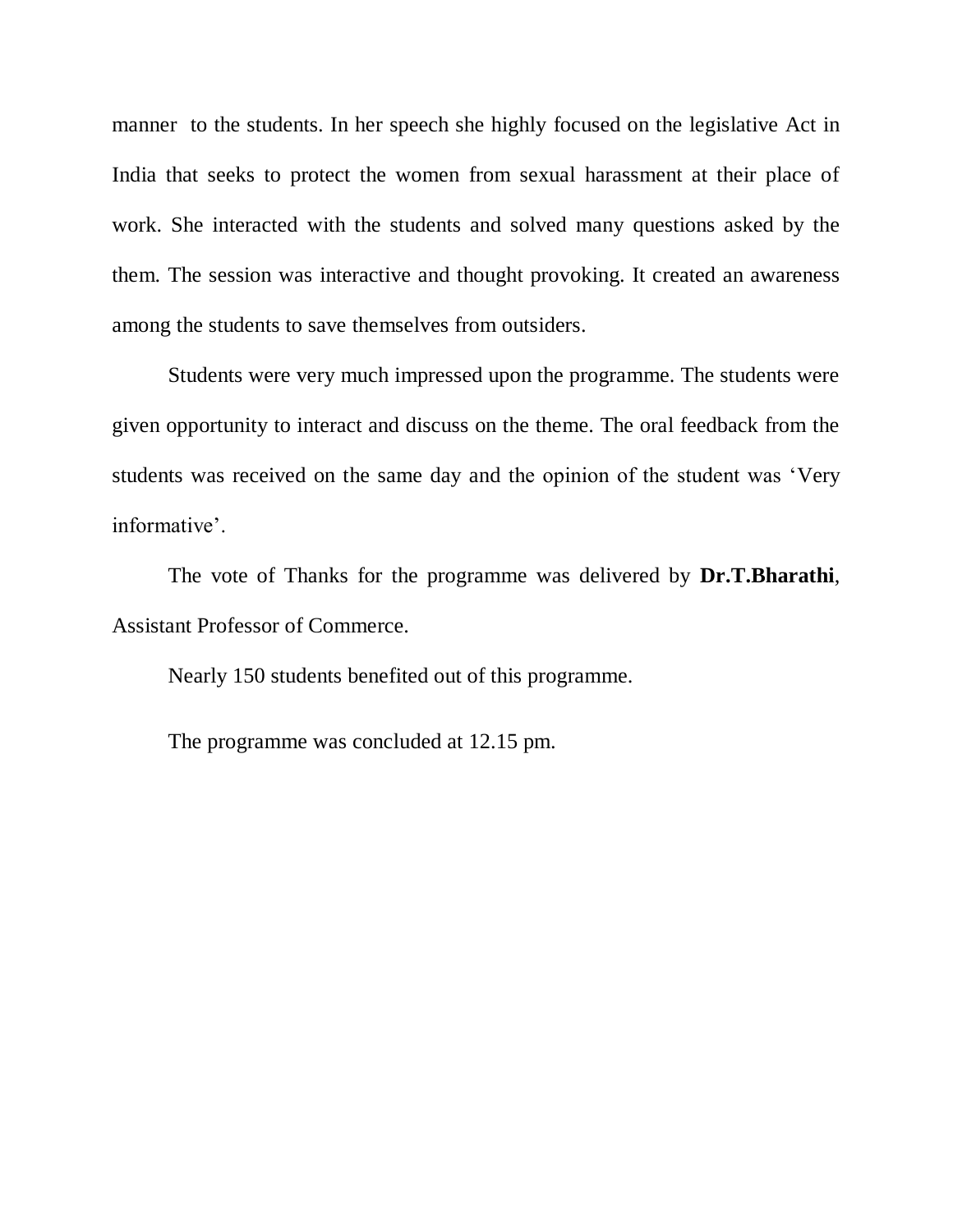manner  to the students. In her speech she highly focused on the legislative Act in India that seeks to protect the women from sexual harassment at their place of work. She interacted with the students and solved many questions asked by the them. The session was interactive and thought provoking. It created an awareness among the students to save themselves from outsiders.

Students were very much impressed upon the programme. The students were given opportunity to interact and discuss on the theme. The oral feedback from the students was received on the same day and the opinion of the student was 'Very informative'.

The vote of Thanks for the programme was delivered by **Dr.T.Bharathi**, Assistant Professor of Commerce.

Nearly 150 students benefited out of this programme.

The programme was concluded at 12.15 pm.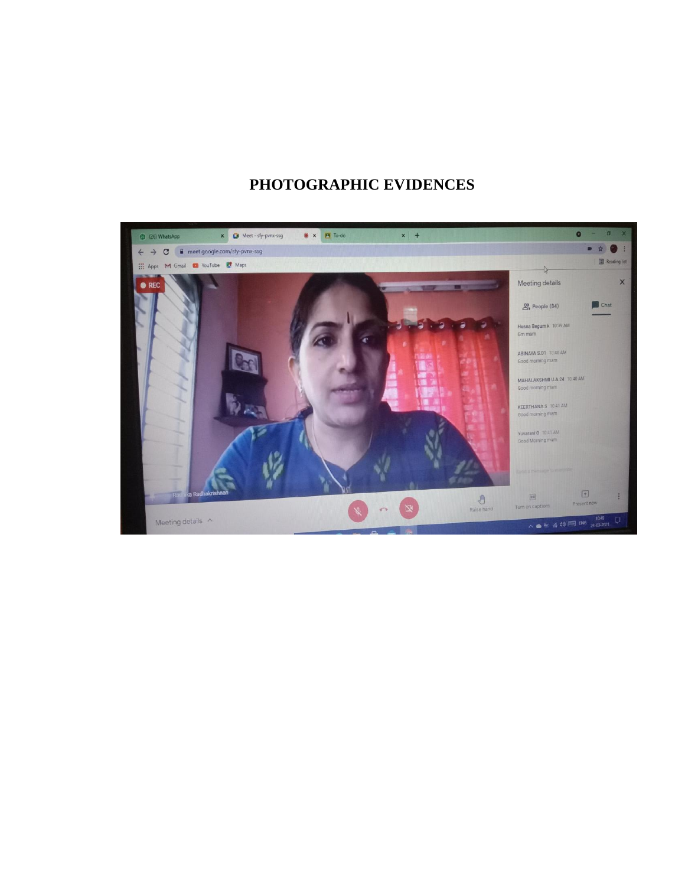# PHOTOGRAPHIC EVIDENCES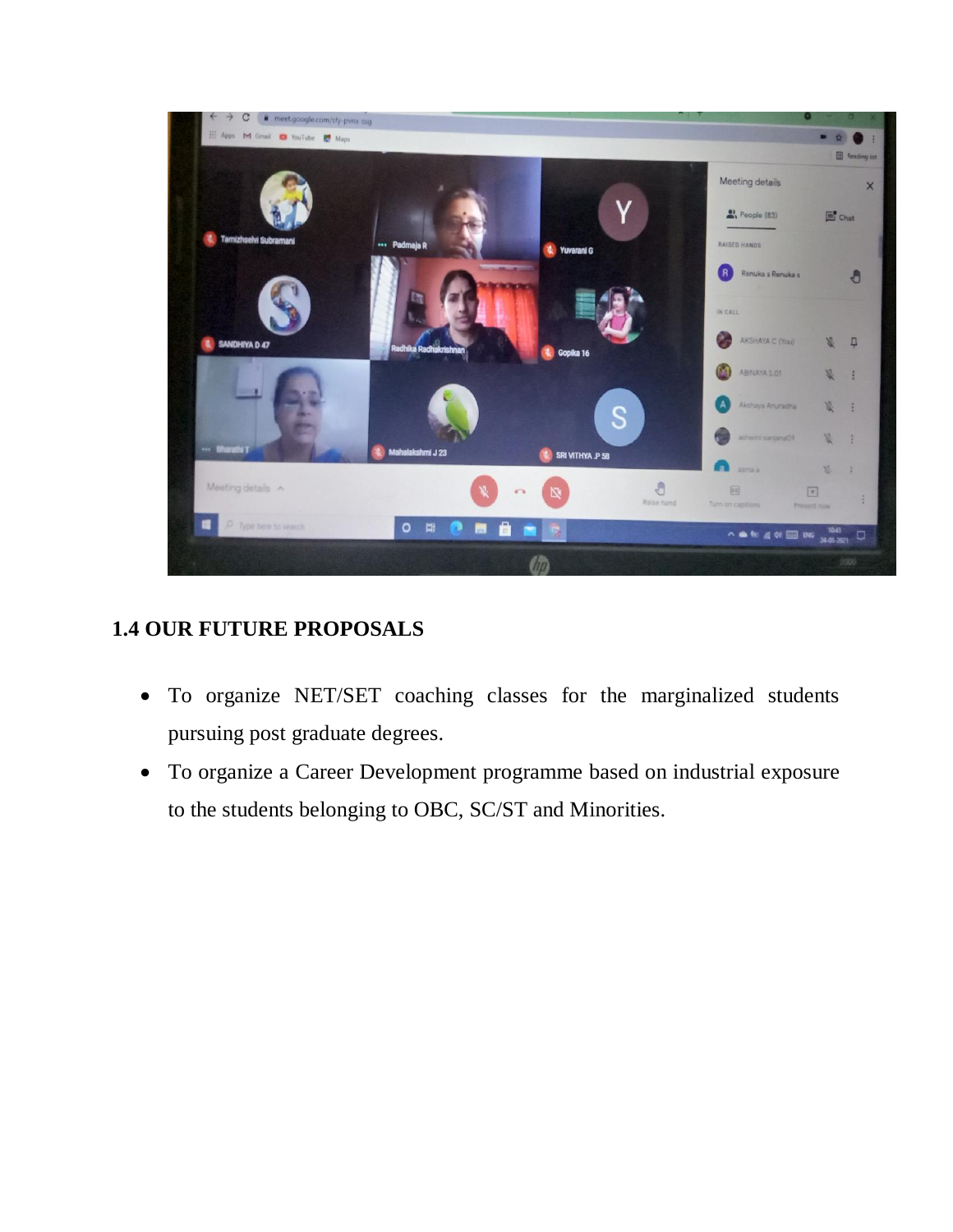## 1.4 OUR FUTURE PROPOSALS

- To organize NET/SET coaching classes for the marginalized students pursuing post graduate degrees.
- To organize a Career Development programme based on industrial exposure to the students belonging to OBC, SC/ST and Minorities.